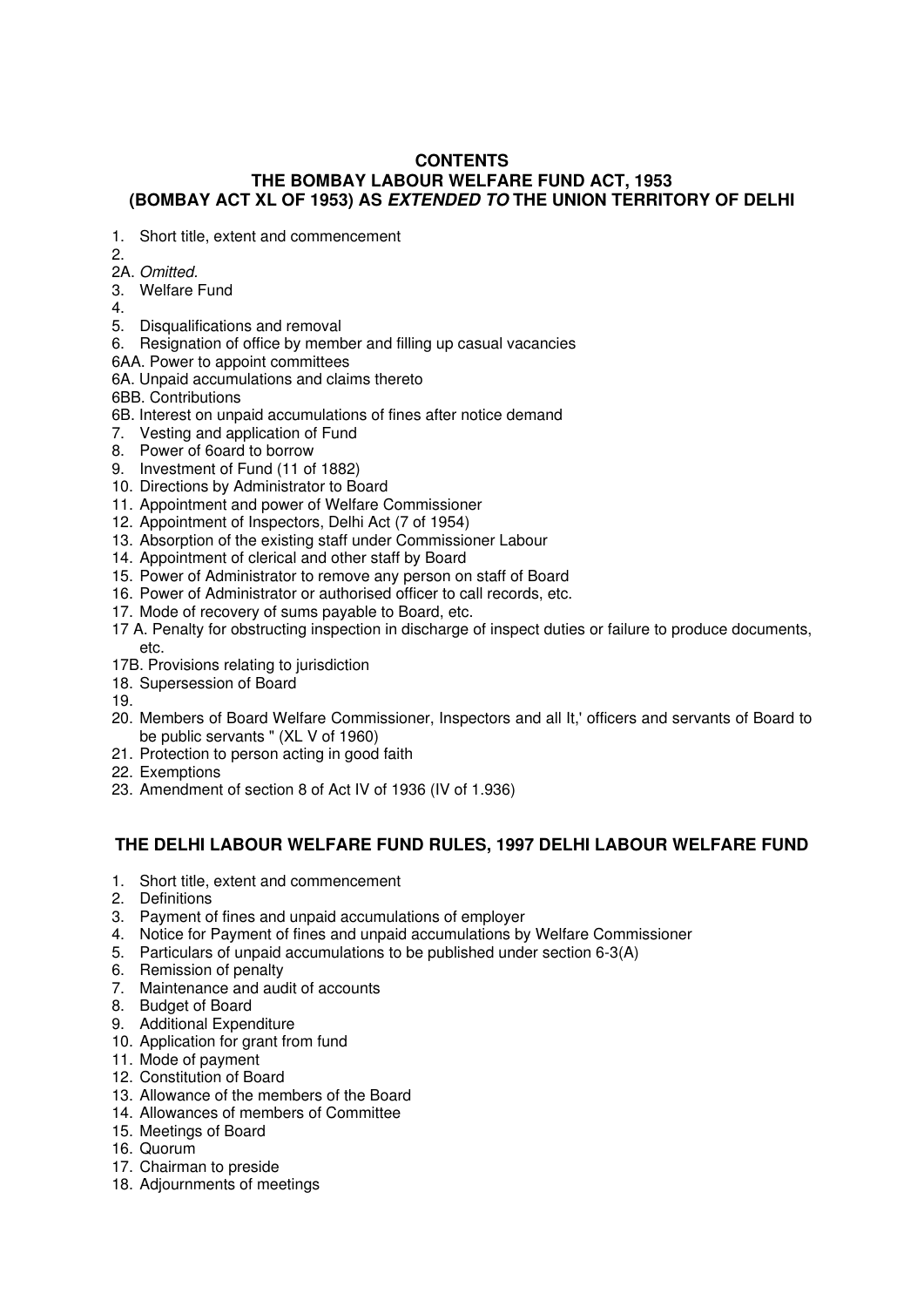# CONTENTS

## THE BOMBAY LABOUR WELFARE FUND ACT, 1953
## (BOMBAY ACT XL OF 1953) AS *EXTENDED TO* THE UNION TERRITORY OF DELHI

1. Short title, extent and commencement
2. 

2A. *Omitted.*

3. Welfare Fund
4. 
5. Disqualifications and removal
6. Resignation of office by member and filling up casual vacancies

6AA. Power to appoint committees

6A. Unpaid accumulations and claims thereto

6BB. Contributions

6B. Interest on unpaid accumulations of fines after notice demand

7. Vesting and application of Fund
8. Power of 6oard to borrow
9. Investment of Fund (11 of 1882)
10. Directions by Administrator to Board
11. Appointment and power of Welfare Commissioner
12. Appointment of Inspectors, Delhi Act (7 of 1954)
13. Absorption of the existing staff under Commissioner Labour
14. Appointment of clerical and other staff by Board
15. Power of Administrator to remove any person on staff of Board
16. Power of Administrator or authorised officer to call records, etc.
17. Mode of recovery of sums payable to Board, etc.

17 A. Penalty for obstructing inspection in discharge of inspect duties or failure to produce documents, etc.

17B. Provisions relating to jurisdiction

18. Supersession of Board
19. 
20. Members of Board Welfare Commissioner, Inspectors and all It,' officers and servants of Board to be public servants " (XL V of 1960)
21. Protection to person acting in good faith
22. Exemptions
23. Amendment of section 8 of Act IV of 1936 (IV of 1.936)

## THE DELHI LABOUR WELFARE FUND RULES, 1997 DELHI LABOUR WELFARE FUND

1. Short title, extent and commencement
2. Definitions
3. Payment of fines and unpaid accumulations of employer
4. Notice for Payment of fines and unpaid accumulations by Welfare Commissioner
5. Particulars of unpaid accumulations to be published under section 6-3(A)
6. Remission of penalty
7. Maintenance and audit of accounts
8. Budget of Board
9. Additional Expenditure
10. Application for grant from fund
11. Mode of payment
12. Constitution of Board
13. Allowance of the members of the Board
14. Allowances of members of Committee
15. Meetings of Board
16. Quorum
17. Chairman to preside
18. Adjournments of meetings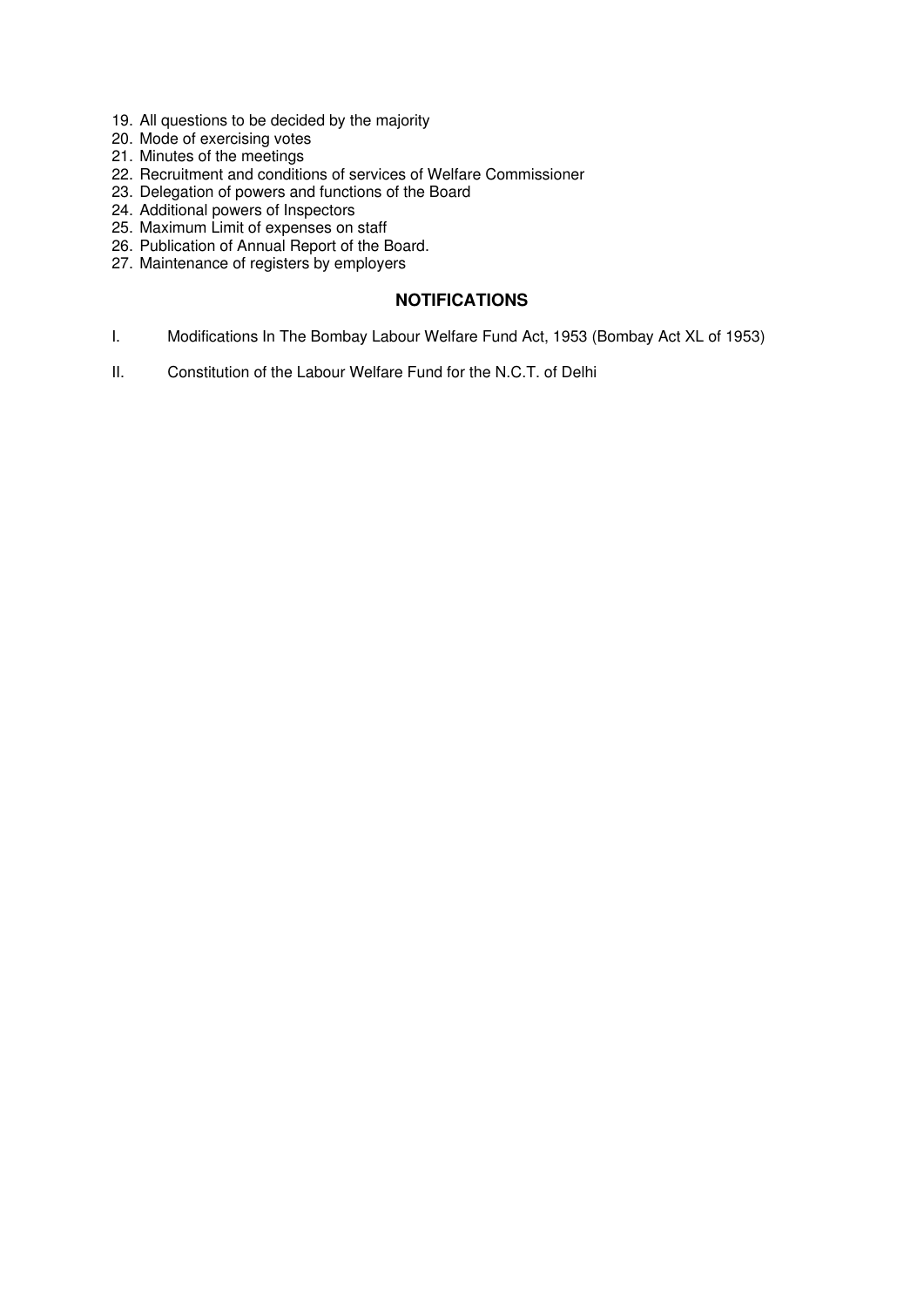19. All questions to be decided by the majority
20. Mode of exercising votes
21. Minutes of the meetings
22. Recruitment and conditions of services of Welfare Commissioner
23. Delegation of powers and functions of the Board
24. Additional powers of Inspectors
25. Maximum Limit of expenses on staff
26. Publication of Annual Report of the Board.
27. Maintenance of registers by employers

## NOTIFICATIONS

I. Modifications In The Bombay Labour Welfare Fund Act, 1953 (Bombay Act XL of 1953)

II. Constitution of the Labour Welfare Fund for the N.C.T. of Delhi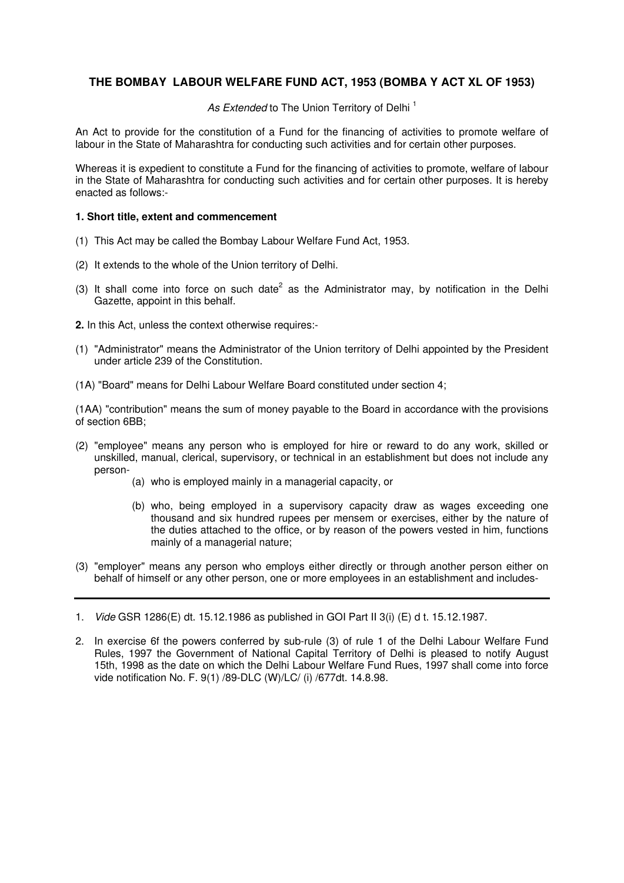## THE BOMBAY LABOUR WELFARE FUND ACT, 1953 (BOMBA Y ACT XL OF 1953)

*As Extended* to The Union Territory of Delhi [1]

An Act to provide for the constitution of a Fund for the financing of activities to promote welfare of labour in the State of Maharashtra for conducting such activities and for certain other purposes.

Whereas it is expedient to constitute a Fund for the financing of activities to promote, welfare of labour in the State of Maharashtra for conducting such activities and for certain other purposes. It is hereby enacted as follows:-

**1. Short title, extent and commencement**

(1) This Act may be called the Bombay Labour Welfare Fund Act, 1953.

(2) It extends to the whole of the Union territory of Delhi.

(3) It shall come into force on such date[2] as the Administrator may, by notification in the Delhi Gazette, appoint in this behalf.

**2.** In this Act, unless the context otherwise requires:-

(1) "Administrator" means the Administrator of the Union territory of Delhi appointed by the President under article 239 of the Constitution.

(1A) "Board" means for Delhi Labour Welfare Board constituted under section 4;

(1AA) "contribution" means the sum of money payable to the Board in accordance with the provisions of section 6BB;

(2) "employee" means any person who is employed for hire or reward to do any work, skilled or unskilled, manual, clerical, supervisory, or technical in an establishment but does not include any person-

   (a) who is employed mainly in a managerial capacity, or

   (b) who, being employed in a supervisory capacity draw as wages exceeding one thousand and six hundred rupees per mensem or exercises, either by the nature of the duties attached to the office, or by reason of the powers vested in him, functions mainly of a managerial nature;

(3) "employer" means any person who employs either directly or through another person either on behalf of himself or any other person, one or more employees in an establishment and includes-

---

1. *Vide* GSR 1286(E) dt. 15.12.1986 as published in GOI Part II 3(i) (E) d t. 15.12.1987.

2. In exercise 6f the powers conferred by sub-rule (3) of rule 1 of the Delhi Labour Welfare Fund Rules, 1997 the Government of National Capital Territory of Delhi is pleased to notify August 15th, 1998 as the date on which the Delhi Labour Welfare Fund Rues, 1997 shall come into force vide notification No. F. 9(1) /89-DLC (W)/LC/ (i) /677dt. 14.8.98.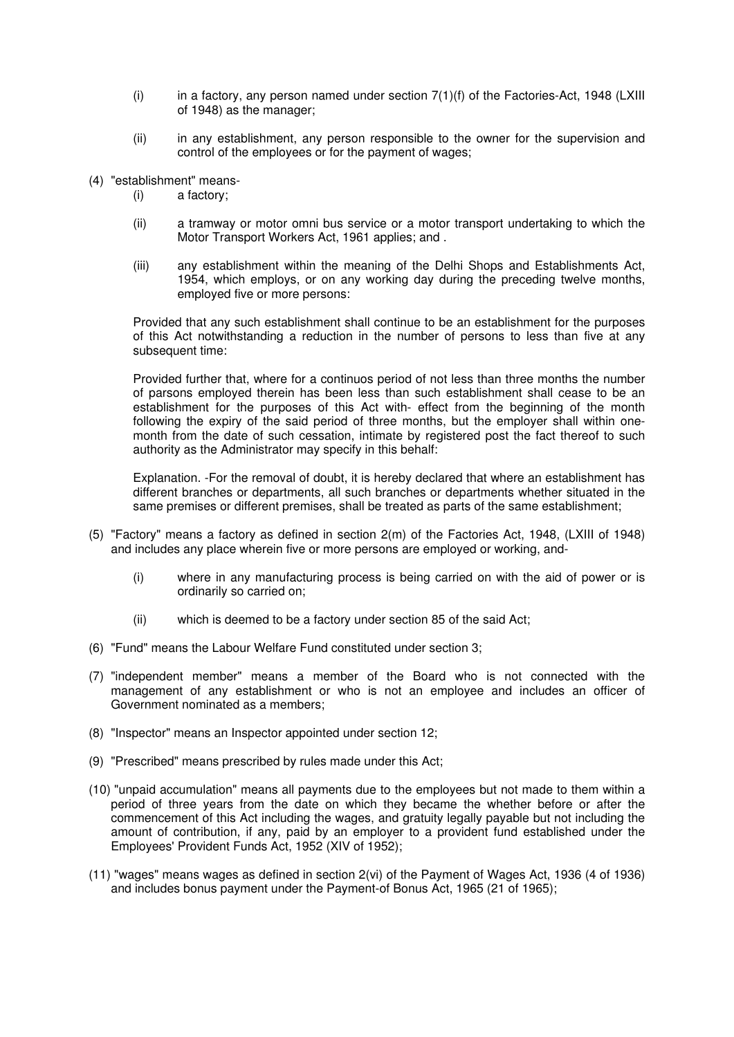(i) in a factory, any person named under section 7(1)(f) of the Factories-Act, 1948 (LXIII of 1948) as the manager;

(ii) in any establishment, any person responsible to the owner for the supervision and control of the employees or for the payment of wages;

(4) "establishment" means-

(i) a factory;

(ii) a tramway or motor omni bus service or a motor transport undertaking to which the Motor Transport Workers Act, 1961 applies; and .

(iii) any establishment within the meaning of the Delhi Shops and Establishments Act, 1954, which employs, or on any working day during the preceding twelve months, employed five or more persons:

Provided that any such establishment shall continue to be an establishment for the purposes of this Act notwithstanding a reduction in the number of persons to less than five at any subsequent time:

Provided further that, where for a continuos period of not less than three months the number of parsons employed therein has been less than such establishment shall cease to be an establishment for the purposes of this Act with- effect from the beginning of the month following the expiry of the said period of three months, but the employer shall within one-month from the date of such cessation, intimate by registered post the fact thereof to such authority as the Administrator may specify in this behalf:

Explanation. -For the removal of doubt, it is hereby declared that where an establishment has different branches or departments, all such branches or departments whether situated in the same premises or different premises, shall be treated as parts of the same establishment;

(5) "Factory" means a factory as defined in section 2(m) of the Factories Act, 1948, (LXIII of 1948) and includes any place wherein five or more persons are employed or working, and-

(i) where in any manufacturing process is being carried on with the aid of power or is ordinarily so carried on;

(ii) which is deemed to be a factory under section 85 of the said Act;

(6) "Fund" means the Labour Welfare Fund constituted under section 3;

(7) "independent member" means a member of the Board who is not connected with the management of any establishment or who is not an employee and includes an officer of Government nominated as a members;

(8) "Inspector" means an Inspector appointed under section 12;

(9) "Prescribed" means prescribed by rules made under this Act;

(10) "unpaid accumulation" means all payments due to the employees but not made to them within a period of three years from the date on which they became the whether before or after the commencement of this Act including the wages, and gratuity legally payable but not including the amount of contribution, if any, paid by an employer to a provident fund established under the Employees' Provident Funds Act, 1952 (XIV of 1952);

(11) "wages" means wages as defined in section 2(vi) of the Payment of Wages Act, 1936 (4 of 1936) and includes bonus payment under the Payment-of Bonus Act, 1965 (21 of 1965);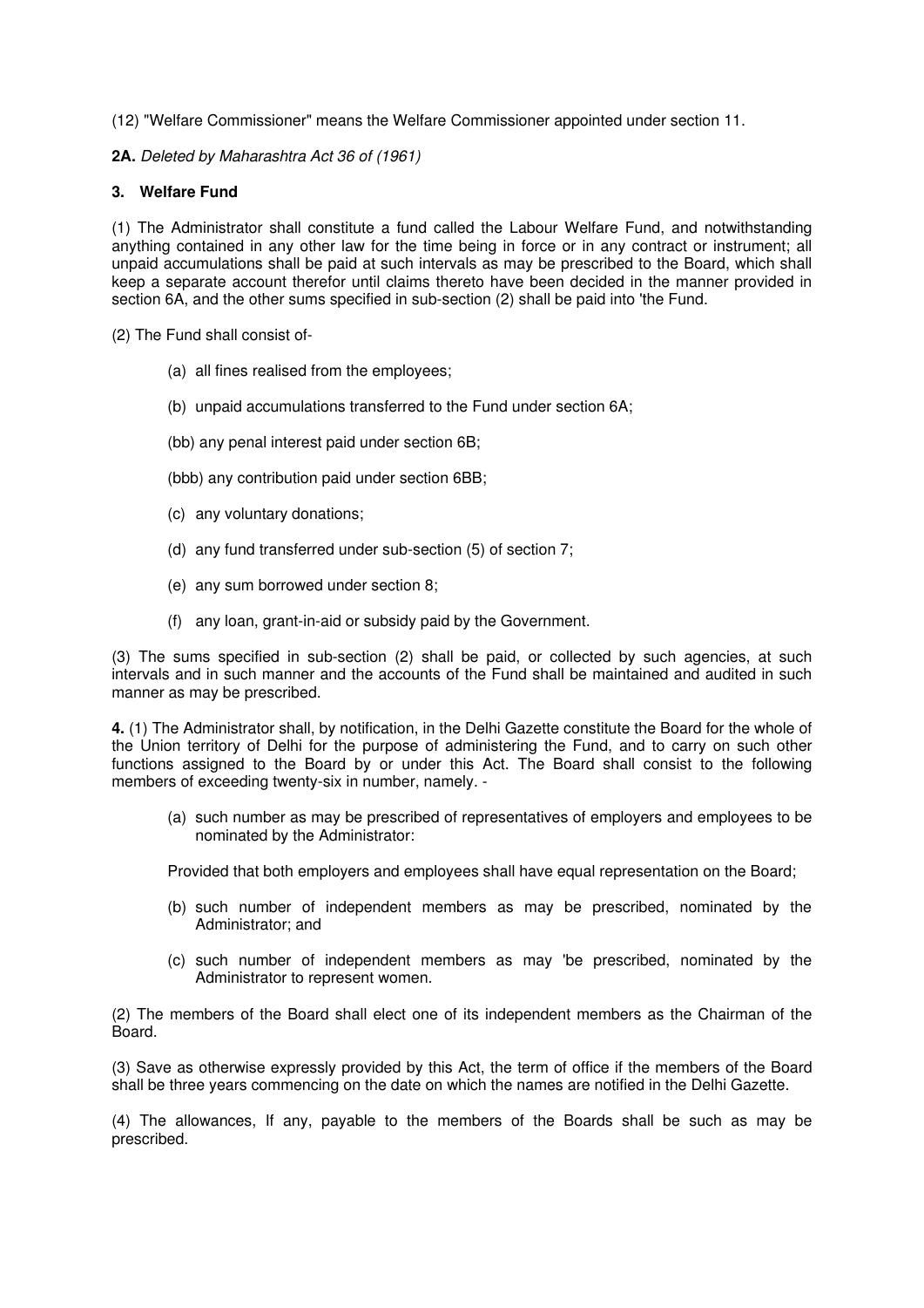(12) "Welfare Commissioner" means the Welfare Commissioner appointed under section 11.

**2A.** *Deleted by Maharashtra Act 36 of (1961)*

### 3. Welfare Fund

(1) The Administrator shall constitute a fund called the Labour Welfare Fund, and notwithstanding anything contained in any other law for the time being in force or in any contract or instrument; all unpaid accumulations shall be paid at such intervals as may be prescribed to the Board, which shall keep a separate account therefor until claims thereto have been decided in the manner provided in section 6A, and the other sums specified in sub-section (2) shall be paid into 'the Fund.

(2) The Fund shall consist of-

- (a) all fines realised from the employees;
- (b) unpaid accumulations transferred to the Fund under section 6A;
- (bb) any penal interest paid under section 6B;
- (bbb) any contribution paid under section 6BB;
- (c) any voluntary donations;
- (d) any fund transferred under sub-section (5) of section 7;
- (e) any sum borrowed under section 8;
- (f) any loan, grant-in-aid or subsidy paid by the Government.

(3) The sums specified in sub-section (2) shall be paid, or collected by such agencies, at such intervals and in such manner and the accounts of the Fund shall be maintained and audited in such manner as may be prescribed.

**4.** (1) The Administrator shall, by notification, in the Delhi Gazette constitute the Board for the whole of the Union territory of Delhi for the purpose of administering the Fund, and to carry on such other functions assigned to the Board by or under this Act. The Board shall consist to the following members of exceeding twenty-six in number, namely. -

- (a) such number as may be prescribed of representatives of employers and employees to be nominated by the Administrator:

  Provided that both employers and employees shall have equal representation on the Board;

- (b) such number of independent members as may be prescribed, nominated by the Administrator; and
- (c) such number of independent members as may 'be prescribed, nominated by the Administrator to represent women.

(2) The members of the Board shall elect one of its independent members as the Chairman of the Board.

(3) Save as otherwise expressly provided by this Act, the term of office if the members of the Board shall be three years commencing on the date on which the names are notified in the Delhi Gazette.

(4) The allowances, If any, payable to the members of the Boards shall be such as may be prescribed.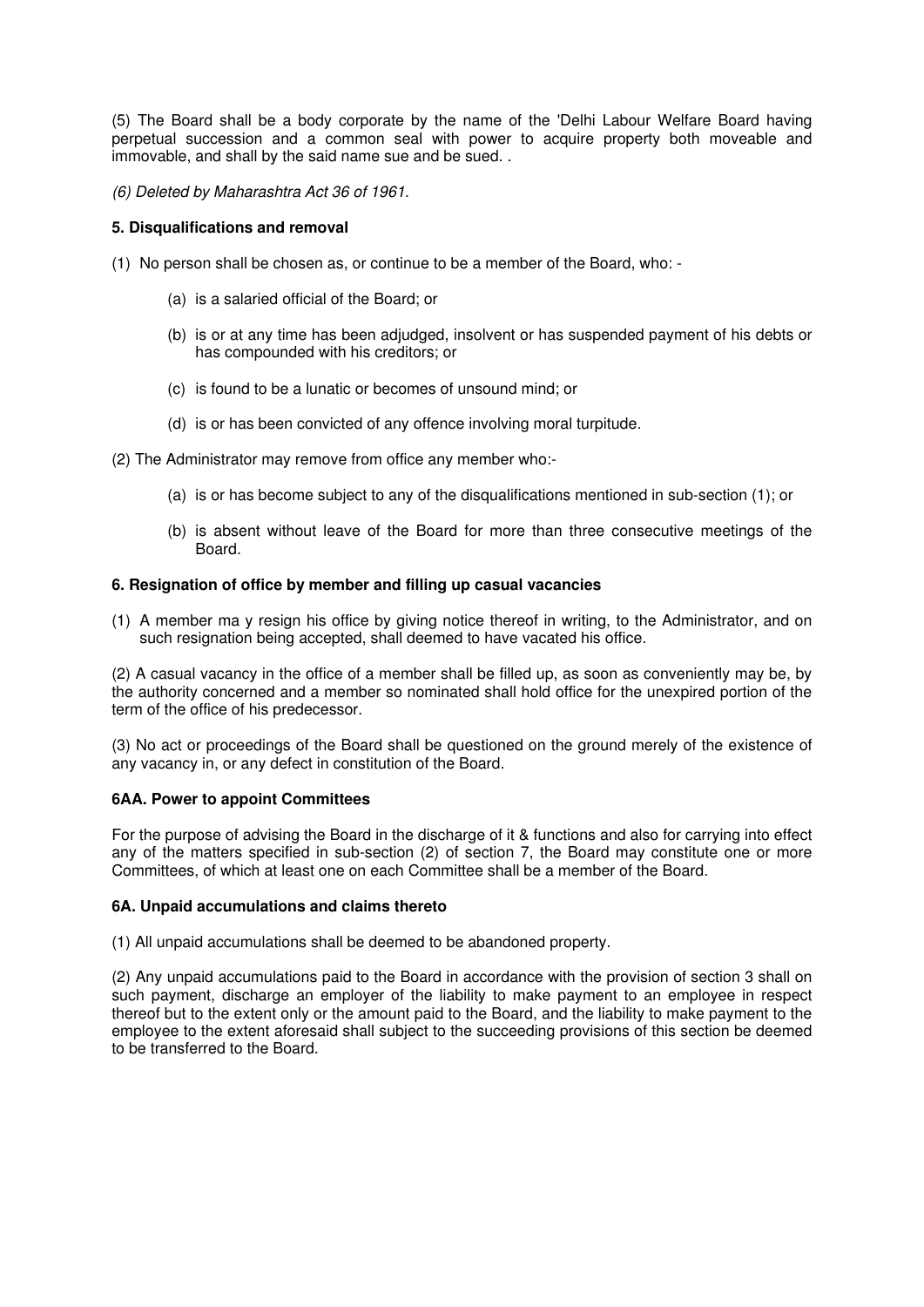(5) The Board shall be a body corporate by the name of the 'Delhi Labour Welfare Board having perpetual succession and a common seal with power to acquire property both moveable and immovable, and shall by the said name sue and be sued. .

*(6) Deleted by Maharashtra Act 36 of 1961.*

**5. Disqualifications and removal**

(1) No person shall be chosen as, or continue to be a member of the Board, who: -

(a) is a salaried official of the Board; or

(b) is or at any time has been adjudged, insolvent or has suspended payment of his debts or has compounded with his creditors; or

(c) is found to be a lunatic or becomes of unsound mind; or

(d) is or has been convicted of any offence involving moral turpitude.

(2) The Administrator may remove from office any member who:-

(a) is or has become subject to any of the disqualifications mentioned in sub-section (1); or

(b) is absent without leave of the Board for more than three consecutive meetings of the Board.

**6. Resignation of office by member and filling up casual vacancies**

(1) A member ma y resign his office by giving notice thereof in writing, to the Administrator, and on such resignation being accepted, shall deemed to have vacated his office.

(2) A casual vacancy in the office of a member shall be filled up, as soon as conveniently may be, by the authority concerned and a member so nominated shall hold office for the unexpired portion of the term of the office of his predecessor.

(3) No act or proceedings of the Board shall be questioned on the ground merely of the existence of any vacancy in, or any defect in constitution of the Board.

**6AA. Power to appoint Committees**

For the purpose of advising the Board in the discharge of it & functions and also for carrying into effect any of the matters specified in sub-section (2) of section 7, the Board may constitute one or more Committees, of which at least one on each Committee shall be a member of the Board.

**6A. Unpaid accumulations and claims thereto**

(1) All unpaid accumulations shall be deemed to be abandoned property.

(2) Any unpaid accumulations paid to the Board in accordance with the provision of section 3 shall on such payment, discharge an employer of the liability to make payment to an employee in respect thereof but to the extent only or the amount paid to the Board, and the liability to make payment to the employee to the extent aforesaid shall subject to the succeeding provisions of this section be deemed to be transferred to the Board.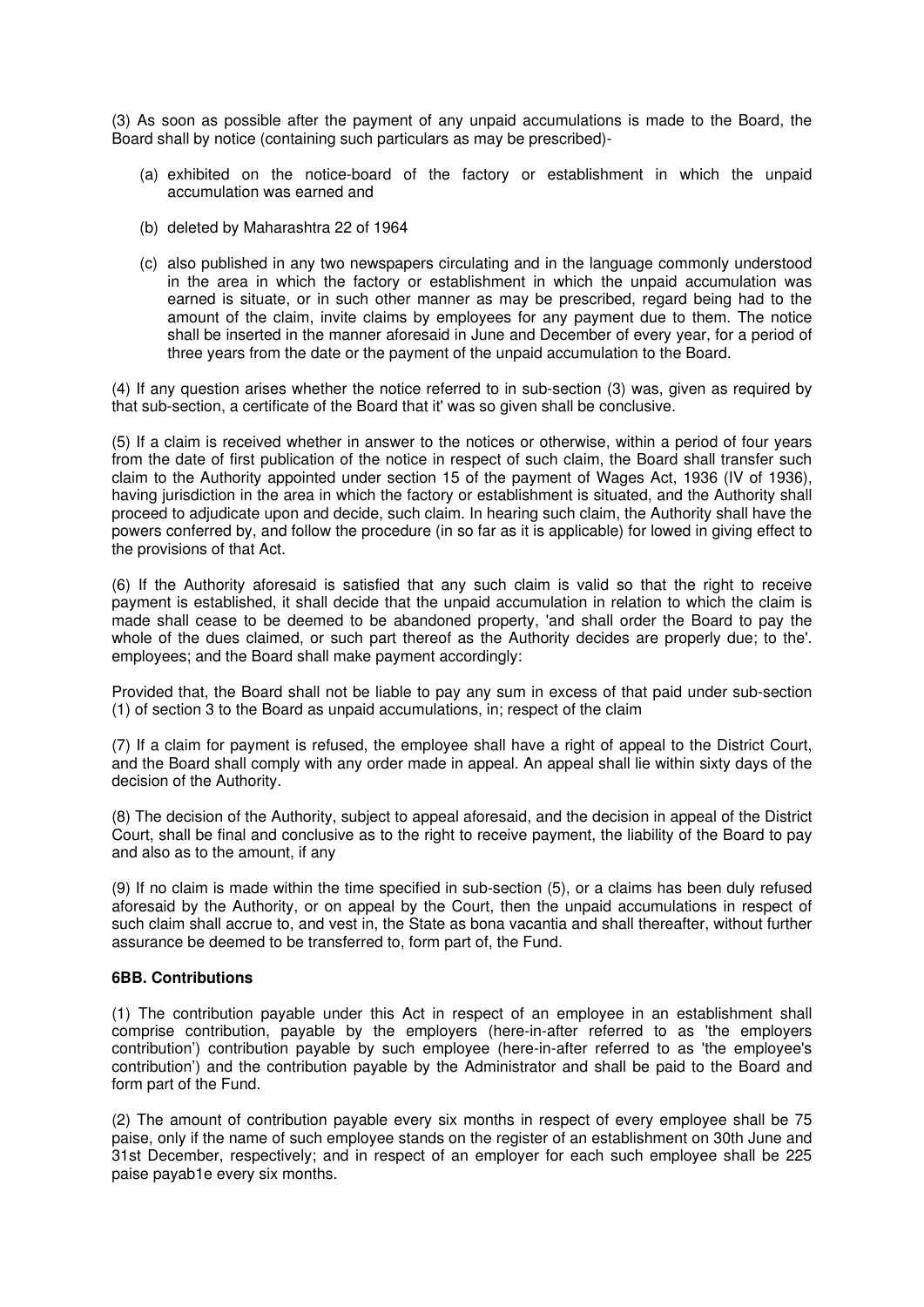(3) As soon as possible after the payment of any unpaid accumulations is made to the Board, the Board shall by notice (containing such particulars as may be prescribed)-

(a) exhibited on the notice-board of the factory or establishment in which the unpaid accumulation was earned and

(b) deleted by Maharashtra 22 of 1964

(c) also published in any two newspapers circulating and in the language commonly understood in the area in which the factory or establishment in which the unpaid accumulation was earned is situate, or in such other manner as may be prescribed, regard being had to the amount of the claim, invite claims by employees for any payment due to them. The notice shall be inserted in the manner aforesaid in June and December of every year, for a period of three years from the date or the payment of the unpaid accumulation to the Board.

(4) If any question arises whether the notice referred to in sub-section (3) was, given as required by that sub-section, a certificate of the Board that it' was so given shall be conclusive.

(5) If a claim is received whether in answer to the notices or otherwise, within a period of four years from the date of first publication of the notice in respect of such claim, the Board shall transfer such claim to the Authority appointed under section 15 of the payment of Wages Act, 1936 (IV of 1936), having jurisdiction in the area in which the factory or establishment is situated, and the Authority shall proceed to adjudicate upon and decide, such claim. In hearing such claim, the Authority shall have the powers conferred by, and follow the procedure (in so far as it is applicable) for lowed in giving effect to the provisions of that Act.

(6) If the Authority aforesaid is satisfied that any such claim is valid so that the right to receive payment is established, it shall decide that the unpaid accumulation in relation to which the claim is made shall cease to be deemed to be abandoned property, 'and shall order the Board to pay the whole of the dues claimed, or such part thereof as the Authority decides are properly due; to the'. employees; and the Board shall make payment accordingly:

Provided that, the Board shall not be liable to pay any sum in excess of that paid under sub-section (1) of section 3 to the Board as unpaid accumulations, in; respect of the claim

(7) If a claim for payment is refused, the employee shall have a right of appeal to the District Court, and the Board shall comply with any order made in appeal. An appeal shall lie within sixty days of the decision of the Authority.

(8) The decision of the Authority, subject to appeal aforesaid, and the decision in appeal of the District Court, shall be final and conclusive as to the right to receive payment, the liability of the Board to pay and also as to the amount, if any

(9) If no claim is made within the time specified in sub-section (5), or a claims has been duly refused aforesaid by the Authority, or on appeal by the Court, then the unpaid accumulations in respect of such claim shall accrue to, and vest in, the State as bona vacantia and shall thereafter, without further assurance be deemed to be transferred to, form part of, the Fund.

**6BB. Contributions**

(1) The contribution payable under this Act in respect of an employee in an establishment shall comprise contribution, payable by the employers (here-in-after referred to as 'the employers contribution') contribution payable by such employee (here-in-after referred to as 'the employee's contribution') and the contribution payable by the Administrator and shall be paid to the Board and form part of the Fund.

(2) The amount of contribution payable every six months in respect of every employee shall be 75 paise, only if the name of such employee stands on the register of an establishment on 30th June and 31st December, respectively; and in respect of an employer for each such employee shall be 225 paise payab1e every six months.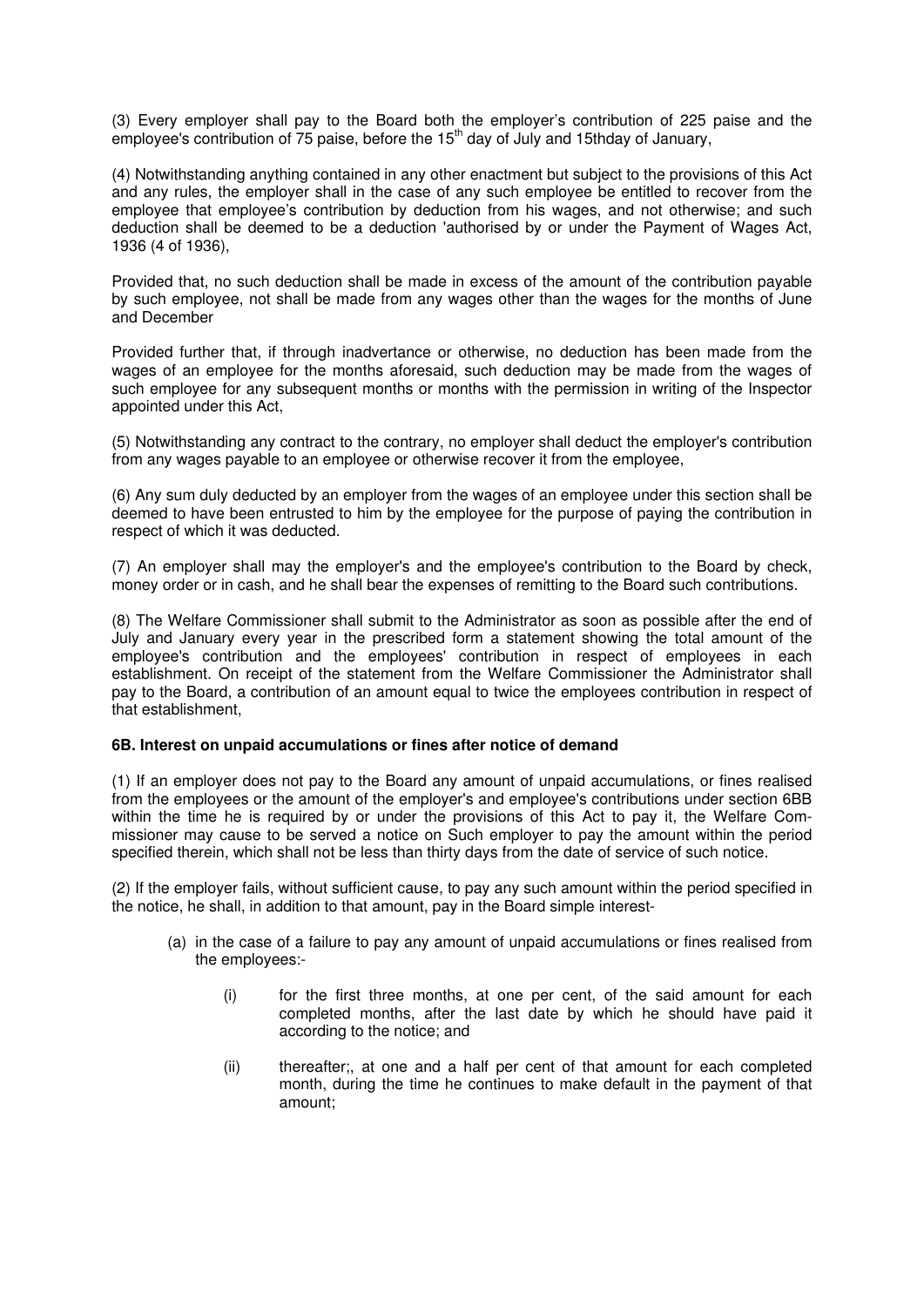(3) Every employer shall pay to the Board both the employer's contribution of 225 paise and the employee's contribution of 75 paise, before the 15th day of July and 15thday of January,

(4) Notwithstanding anything contained in any other enactment but subject to the provisions of this Act and any rules, the employer shall in the case of any such employee be entitled to recover from the employee that employee's contribution by deduction from his wages, and not otherwise; and such deduction shall be deemed to be a deduction 'authorised by or under the Payment of Wages Act, 1936 (4 of 1936),

Provided that, no such deduction shall be made in excess of the amount of the contribution payable by such employee, not shall be made from any wages other than the wages for the months of June and December

Provided further that, if through inadvertance or otherwise, no deduction has been made from the wages of an employee for the months aforesaid, such deduction may be made from the wages of such employee for any subsequent months or months with the permission in writing of the Inspector appointed under this Act,

(5) Notwithstanding any contract to the contrary, no employer shall deduct the employer's contribution from any wages payable to an employee or otherwise recover it from the employee,

(6) Any sum duly deducted by an employer from the wages of an employee under this section shall be deemed to have been entrusted to him by the employee for the purpose of paying the contribution in respect of which it was deducted.

(7) An employer shall may the employer's and the employee's contribution to the Board by check, money order or in cash, and he shall bear the expenses of remitting to the Board such contributions.

(8) The Welfare Commissioner shall submit to the Administrator as soon as possible after the end of July and January every year in the prescribed form a statement showing the total amount of the employee's contribution and the employees' contribution in respect of employees in each establishment. On receipt of the statement from the Welfare Commissioner the Administrator shall pay to the Board, a contribution of an amount equal to twice the employees contribution in respect of that establishment,

**6B. Interest on unpaid accumulations or fines after notice of demand**

(1) If an employer does not pay to the Board any amount of unpaid accumulations, or fines realised from the employees or the amount of the employer's and employee's contributions under section 6BB within the time he is required by or under the provisions of this Act to pay it, the Welfare Commissioner may cause to be served a notice on Such employer to pay the amount within the period specified therein, which shall not be less than thirty days from the date of service of such notice.

(2) If the employer fails, without sufficient cause, to pay any such amount within the period specified in the notice, he shall, in addition to that amount, pay in the Board simple interest-

- (a) in the case of a failure to pay any amount of unpaid accumulations or fines realised from the employees:-
  - (i) for the first three months, at one per cent, of the said amount for each completed months, after the last date by which he should have paid it according to the notice; and
  - (ii) thereafter;, at one and a half per cent of that amount for each completed month, during the time he continues to make default in the payment of that amount;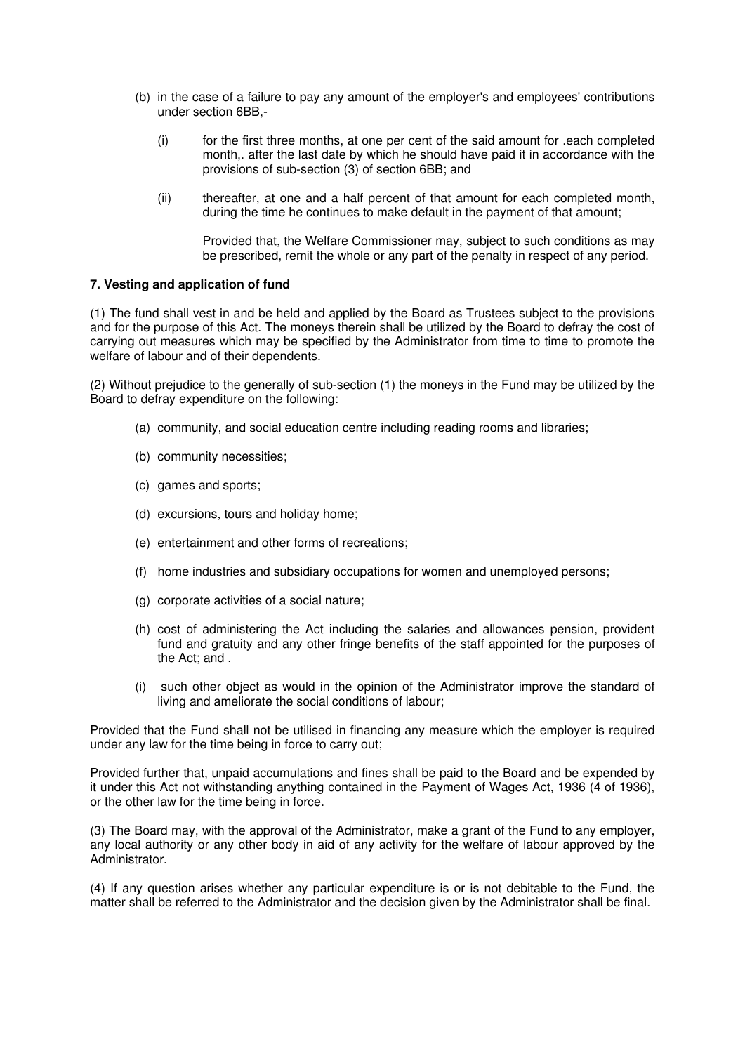(b) in the case of a failure to pay any amount of the employer's and employees' contributions under section 6BB,-

   (i) for the first three months, at one per cent of the said amount for .each completed month,. after the last date by which he should have paid it in accordance with the provisions of sub-section (3) of section 6BB; and

   (ii) thereafter, at one and a half percent of that amount for each completed month, during the time he continues to make default in the payment of that amount;

   Provided that, the Welfare Commissioner may, subject to such conditions as may be prescribed, remit the whole or any part of the penalty in respect of any period.

**7. Vesting and application of fund**

(1) The fund shall vest in and be held and applied by the Board as Trustees subject to the provisions and for the purpose of this Act. The moneys therein shall be utilized by the Board to defray the cost of carrying out measures which may be specified by the Administrator from time to time to promote the welfare of labour and of their dependents.

(2) Without prejudice to the generally of sub-section (1) the moneys in the Fund may be utilized by the Board to defray expenditure on the following:

(a) community, and social education centre including reading rooms and libraries;

(b) community necessities;

(c) games and sports;

(d) excursions, tours and holiday home;

(e) entertainment and other forms of recreations;

(f) home industries and subsidiary occupations for women and unemployed persons;

(g) corporate activities of a social nature;

(h) cost of administering the Act including the salaries and allowances pension, provident fund and gratuity and any other fringe benefits of the staff appointed for the purposes of the Act; and .

(i) such other object as would in the opinion of the Administrator improve the standard of living and ameliorate the social conditions of labour;

Provided that the Fund shall not be utilised in financing any measure which the employer is required under any law for the time being in force to carry out;

Provided further that, unpaid accumulations and fines shall be paid to the Board and be expended by it under this Act not withstanding anything contained in the Payment of Wages Act, 1936 (4 of 1936), or the other law for the time being in force.

(3) The Board may, with the approval of the Administrator, make a grant of the Fund to any employer, any local authority or any other body in aid of any activity for the welfare of labour approved by the Administrator.

(4) If any question arises whether any particular expenditure is or is not debitable to the Fund, the matter shall be referred to the Administrator and the decision given by the Administrator shall be final.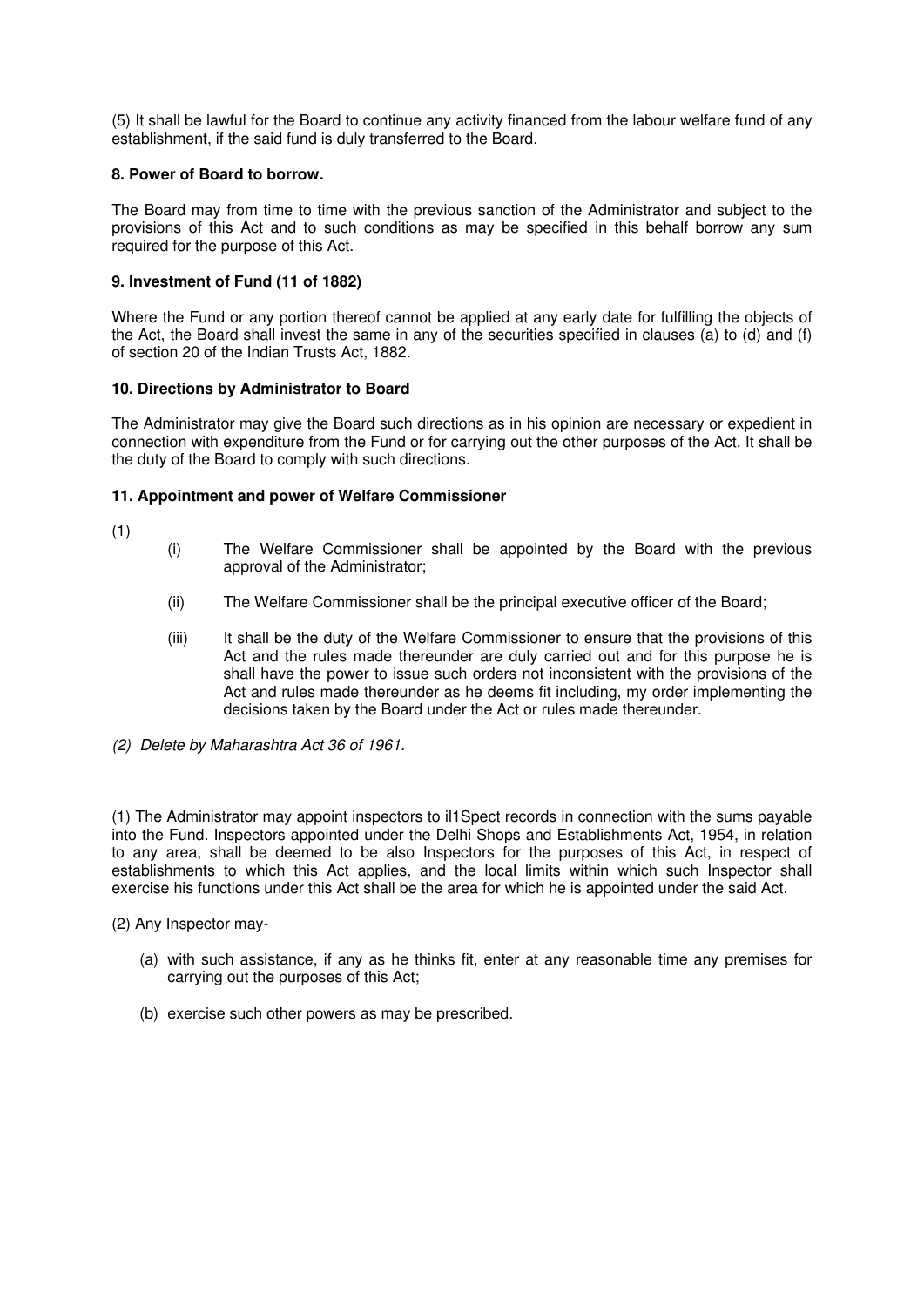(5) It shall be lawful for the Board to continue any activity financed from the labour welfare fund of any establishment, if the said fund is duly transferred to the Board.

**8. Power of Board to borrow.**

The Board may from time to time with the previous sanction of the Administrator and subject to the provisions of this Act and to such conditions as may be specified in this behalf borrow any sum required for the purpose of this Act.

**9. Investment of Fund (11 of 1882)**

Where the Fund or any portion thereof cannot be applied at any early date for fulfilling the objects of the Act, the Board shall invest the same in any of the securities specified in clauses (a) to (d) and (f) of section 20 of the Indian Trusts Act, 1882.

**10. Directions by Administrator to Board**

The Administrator may give the Board such directions as in his opinion are necessary or expedient in connection with expenditure from the Fund or for carrying out the other purposes of the Act. It shall be the duty of the Board to comply with such directions.

**11. Appointment and power of Welfare Commissioner**

(1)

(i) The Welfare Commissioner shall be appointed by the Board with the previous approval of the Administrator;

(ii) The Welfare Commissioner shall be the principal executive officer of the Board;

(iii) It shall be the duty of the Welfare Commissioner to ensure that the provisions of this Act and the rules made thereunder are duly carried out and for this purpose he is shall have the power to issue such orders not inconsistent with the provisions of the Act and rules made thereunder as he deems fit including, my order implementing the decisions taken by the Board under the Act or rules made thereunder.

*(2) Delete by Maharashtra Act 36 of 1961.*

(1) The Administrator may appoint inspectors to il1Spect records in connection with the sums payable into the Fund. Inspectors appointed under the Delhi Shops and Establishments Act, 1954, in relation to any area, shall be deemed to be also Inspectors for the purposes of this Act, in respect of establishments to which this Act applies, and the local limits within which such Inspector shall exercise his functions under this Act shall be the area for which he is appointed under the said Act.

(2) Any Inspector may-

(a) with such assistance, if any as he thinks fit, enter at any reasonable time any premises for carrying out the purposes of this Act;

(b) exercise such other powers as may be prescribed.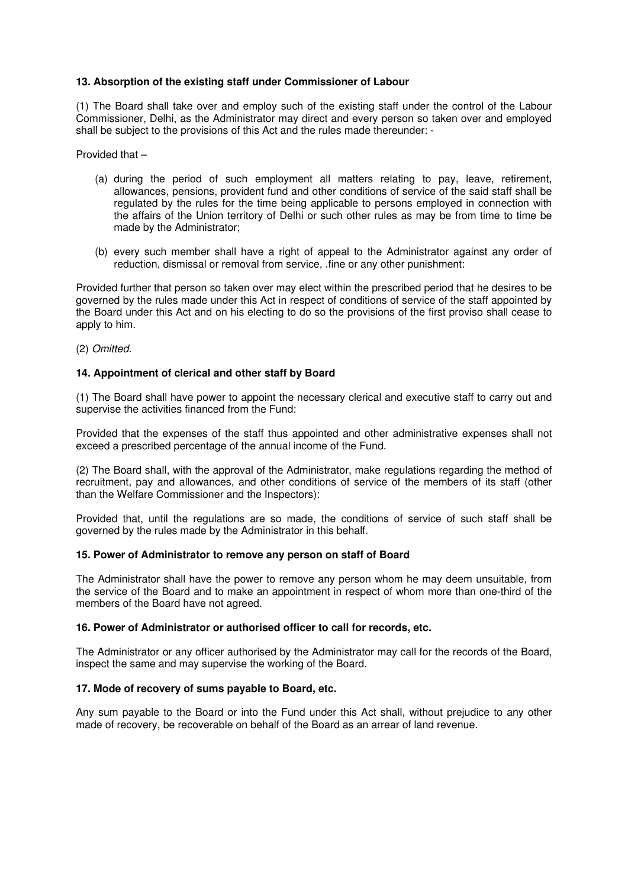### 13. Absorption of the existing staff under Commissioner of Labour

(1) The Board shall take over and employ such of the existing staff under the control of the Labour Commissioner, Delhi, as the Administrator may direct and every person so taken over and employed shall be subject to the provisions of this Act and the rules made thereunder: -

Provided that –

(a) during the period of such employment all matters relating to pay, leave, retirement, allowances, pensions, provident fund and other conditions of service of the said staff shall be regulated by the rules for the time being applicable to persons employed in connection with the affairs of the Union territory of Delhi or such other rules as may be from time to time be made by the Administrator;

(b) every such member shall have a right of appeal to the Administrator against any order of reduction, dismissal or removal from service, .fine or any other punishment:

Provided further that person so taken over may elect within the prescribed period that he desires to be governed by the rules made under this Act in respect of conditions of service of the staff appointed by the Board under this Act and on his electing to do so the provisions of the first proviso shall cease to apply to him.

(2) *Omitted.*

### 14. Appointment of clerical and other staff by Board

(1) The Board shall have power to appoint the necessary clerical and executive staff to carry out and supervise the activities financed from the Fund:

Provided that the expenses of the staff thus appointed and other administrative expenses shall not exceed a prescribed percentage of the annual income of the Fund.

(2) The Board shall, with the approval of the Administrator, make regulations regarding the method of recruitment, pay and allowances, and other conditions of service of the members of its staff (other than the Welfare Commissioner and the Inspectors):

Provided that, until the regulations are so made, the conditions of service of such staff shall be governed by the rules made by the Administrator in this behalf.

### 15. Power of Administrator to remove any person on staff of Board

The Administrator shall have the power to remove any person whom he may deem unsuitable, from the service of the Board and to make an appointment in respect of whom more than one-third of the members of the Board have not agreed.

### 16. Power of Administrator or authorised officer to call for records, etc.

The Administrator or any officer authorised by the Administrator may call for the records of the Board, inspect the same and may supervise the working of the Board.

### 17. Mode of recovery of sums payable to Board, etc.

Any sum payable to the Board or into the Fund under this Act shall, without prejudice to any other made of recovery, be recoverable on behalf of the Board as an arrear of land revenue.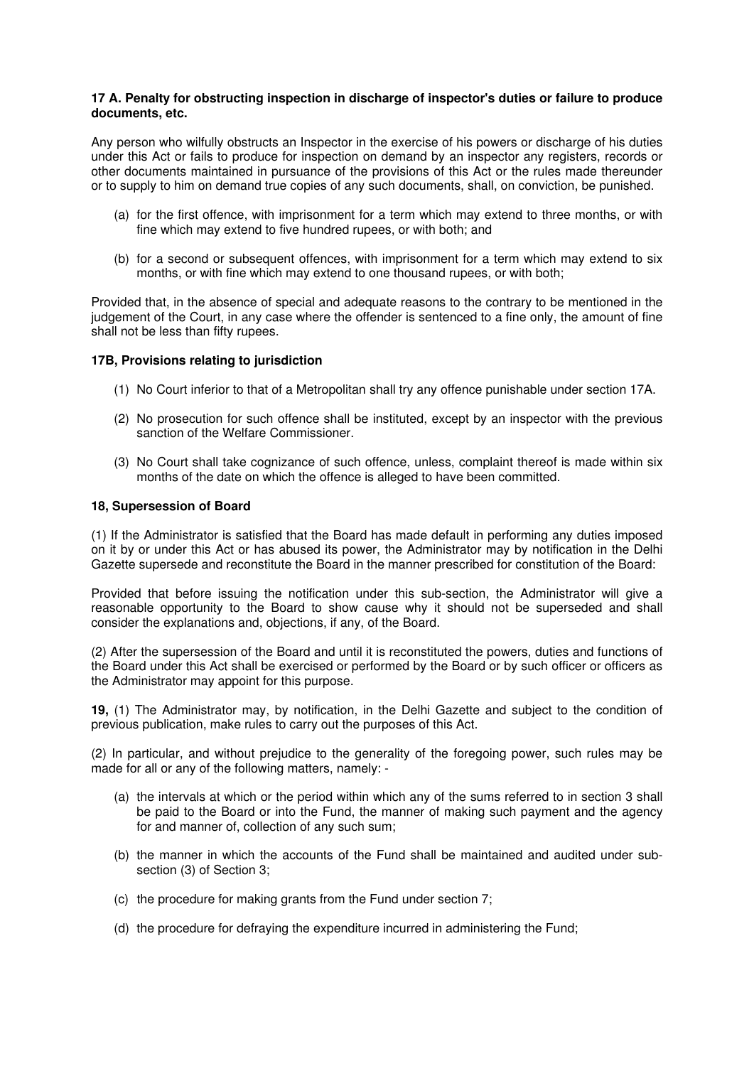**17 A. Penalty for obstructing inspection in discharge of inspector's duties or failure to produce documents, etc.**

Any person who wilfully obstructs an Inspector in the exercise of his powers or discharge of his duties under this Act or fails to produce for inspection on demand by an inspector any registers, records or other documents maintained in pursuance of the provisions of this Act or the rules made thereunder or to supply to him on demand true copies of any such documents, shall, on conviction, be punished.

(a) for the first offence, with imprisonment for a term which may extend to three months, or with fine which may extend to five hundred rupees, or with both; and

(b) for a second or subsequent offences, with imprisonment for a term which may extend to six months, or with fine which may extend to one thousand rupees, or with both;

Provided that, in the absence of special and adequate reasons to the contrary to be mentioned in the judgement of the Court, in any case where the offender is sentenced to a fine only, the amount of fine shall not be less than fifty rupees.

**17B, Provisions relating to jurisdiction**

(1) No Court inferior to that of a Metropolitan shall try any offence punishable under section 17A.

(2) No prosecution for such offence shall be instituted, except by an inspector with the previous sanction of the Welfare Commissioner.

(3) No Court shall take cognizance of such offence, unless, complaint thereof is made within six months of the date on which the offence is alleged to have been committed.

**18, Supersession of Board**

(1) If the Administrator is satisfied that the Board has made default in performing any duties imposed on it by or under this Act or has abused its power, the Administrator may by notification in the Delhi Gazette supersede and reconstitute the Board in the manner prescribed for constitution of the Board:

Provided that before issuing the notification under this sub-section, the Administrator will give a reasonable opportunity to the Board to show cause why it should not be superseded and shall consider the explanations and, objections, if any, of the Board.

(2) After the supersession of the Board and until it is reconstituted the powers, duties and functions of the Board under this Act shall be exercised or performed by the Board or by such officer or officers as the Administrator may appoint for this purpose.

**19,** (1) The Administrator may, by notification, in the Delhi Gazette and subject to the condition of previous publication, make rules to carry out the purposes of this Act.

(2) In particular, and without prejudice to the generality of the foregoing power, such rules may be made for all or any of the following matters, namely: -

(a) the intervals at which or the period within which any of the sums referred to in section 3 shall be paid to the Board or into the Fund, the manner of making such payment and the agency for and manner of, collection of any such sum;

(b) the manner in which the accounts of the Fund shall be maintained and audited under sub-section (3) of Section 3;

(c) the procedure for making grants from the Fund under section 7;

(d) the procedure for defraying the expenditure incurred in administering the Fund;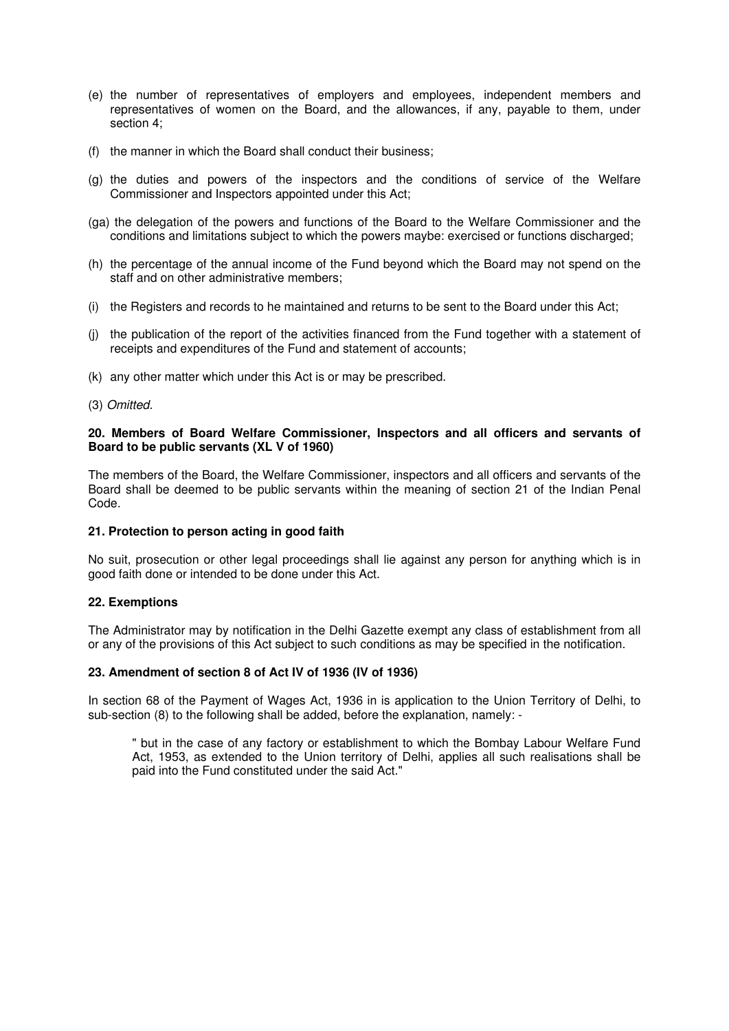(e) the number of representatives of employers and employees, independent members and representatives of women on the Board, and the allowances, if any, payable to them, under section 4;

(f) the manner in which the Board shall conduct their business;

(g) the duties and powers of the inspectors and the conditions of service of the Welfare Commissioner and Inspectors appointed under this Act;

(ga) the delegation of the powers and functions of the Board to the Welfare Commissioner and the conditions and limitations subject to which the powers maybe: exercised or functions discharged;

(h) the percentage of the annual income of the Fund beyond which the Board may not spend on the staff and on other administrative members;

(i) the Registers and records to he maintained and returns to be sent to the Board under this Act;

(j) the publication of the report of the activities financed from the Fund together with a statement of receipts and expenditures of the Fund and statement of accounts;

(k) any other matter which under this Act is or may be prescribed.

(3) *Omitted.*

**20. Members of Board Welfare Commissioner, Inspectors and all officers and servants of Board to be public servants (XL V of 1960)**

The members of the Board, the Welfare Commissioner, inspectors and all officers and servants of the Board shall be deemed to be public servants within the meaning of section 21 of the Indian Penal Code.

**21. Protection to person acting in good faith**

No suit, prosecution or other legal proceedings shall lie against any person for anything which is in good faith done or intended to be done under this Act.

**22. Exemptions**

The Administrator may by notification in the Delhi Gazette exempt any class of establishment from all or any of the provisions of this Act subject to such conditions as may be specified in the notification.

**23. Amendment of section 8 of Act IV of 1936 (IV of 1936)**

In section 68 of the Payment of Wages Act, 1936 in is application to the Union Territory of Delhi, to sub-section (8) to the following shall be added, before the explanation, namely: -

> " but in the case of any factory or establishment to which the Bombay Labour Welfare Fund Act, 1953, as extended to the Union territory of Delhi, applies all such realisations shall be paid into the Fund constituted under the said Act."